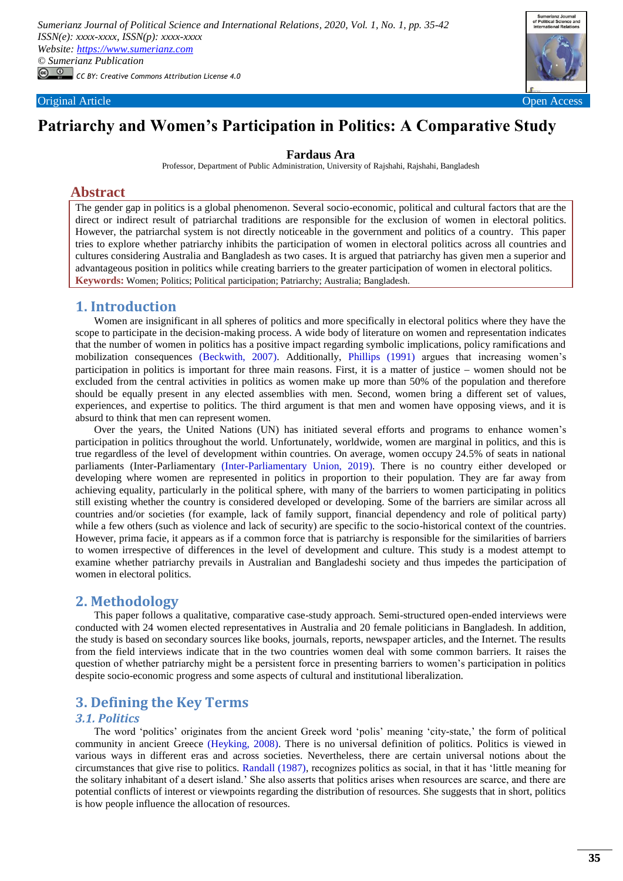*Sumerianz Journal of Political Science and International Relations*, 2020, Vol. 1, No. 1, pp. 35-42
*ISSN(e): xxxx-xxxx, ISSN(p): xxxx-xxxx*
*Website: https://www.sumerianz.com*
*© Sumerianz Publication*
*CC BY: Creative Commons Attribution License 4.0*

Original Article | Open Access

# Patriarchy and Women's Participation in Politics: A Comparative Study

**Fardaus Ara**

Professor, Department of Public Administration, University of Rajshahi, Rajshahi, Bangladesh

## Abstract

The gender gap in politics is a global phenomenon. Several socio-economic, political and cultural factors that are the direct or indirect result of patriarchal traditions are responsible for the exclusion of women in electoral politics. However, the patriarchal system is not directly noticeable in the government and politics of a country. This paper tries to explore whether patriarchy inhibits the participation of women in electoral politics across all countries and cultures considering Australia and Bangladesh as two cases. It is argued that patriarchy has given men a superior and advantageous position in politics while creating barriers to the greater participation of women in electoral politics.

**Keywords:** Women; Politics; Political participation; Patriarchy; Australia; Bangladesh.

## 1. Introduction

Women are insignificant in all spheres of politics and more specifically in electoral politics where they have the scope to participate in the decision-making process. A wide body of literature on women and representation indicates that the number of women in politics has a positive impact regarding symbolic implications, policy ramifications and mobilization consequences (Beckwith, 2007). Additionally, Phillips (1991) argues that increasing women's participation in politics is important for three main reasons. First, it is a matter of justice – women should not be excluded from the central activities in politics as women make up more than 50% of the population and therefore should be equally present in any elected assemblies with men. Second, women bring a different set of values, experiences, and expertise to politics. The third argument is that men and women have opposing views, and it is absurd to think that men can represent women.

Over the years, the United Nations (UN) has initiated several efforts and programs to enhance women's participation in politics throughout the world. Unfortunately, worldwide, women are marginal in politics, and this is true regardless of the level of development within countries. On average, women occupy 24.5% of seats in national parliaments (Inter-Parliamentary (Inter-Parliamentary Union, 2019). There is no country either developed or developing where women are represented in politics in proportion to their population. They are far away from achieving equality, particularly in the political sphere, with many of the barriers to women participating in politics still existing whether the country is considered developed or developing. Some of the barriers are similar across all countries and/or societies (for example, lack of family support, financial dependency and role of political party) while a few others (such as violence and lack of security) are specific to the socio-historical context of the countries. However, prima facie, it appears as if a common force that is patriarchy is responsible for the similarities of barriers to women irrespective of differences in the level of development and culture. This study is a modest attempt to examine whether patriarchy prevails in Australian and Bangladeshi society and thus impedes the participation of women in electoral politics.

## 2. Methodology

This paper follows a qualitative, comparative case-study approach. Semi-structured open-ended interviews were conducted with 24 women elected representatives in Australia and 20 female politicians in Bangladesh. In addition, the study is based on secondary sources like books, journals, reports, newspaper articles, and the Internet. The results from the field interviews indicate that in the two countries women deal with some common barriers. It raises the question of whether patriarchy might be a persistent force in presenting barriers to women's participation in politics despite socio-economic progress and some aspects of cultural and institutional liberalization.

## 3. Defining the Key Terms

### 3.1. Politics

The word 'politics' originates from the ancient Greek word 'polis' meaning 'city-state,' the form of political community in ancient Greece (Heyking, 2008). There is no universal definition of politics. Politics is viewed in various ways in different eras and across societies. Nevertheless, there are certain universal notions about the circumstances that give rise to politics. Randall (1987), recognizes politics as social, in that it has 'little meaning for the solitary inhabitant of a desert island.' She also asserts that politics arises when resources are scarce, and there are potential conflicts of interest or viewpoints regarding the distribution of resources. She suggests that in short, politics is how people influence the allocation of resources.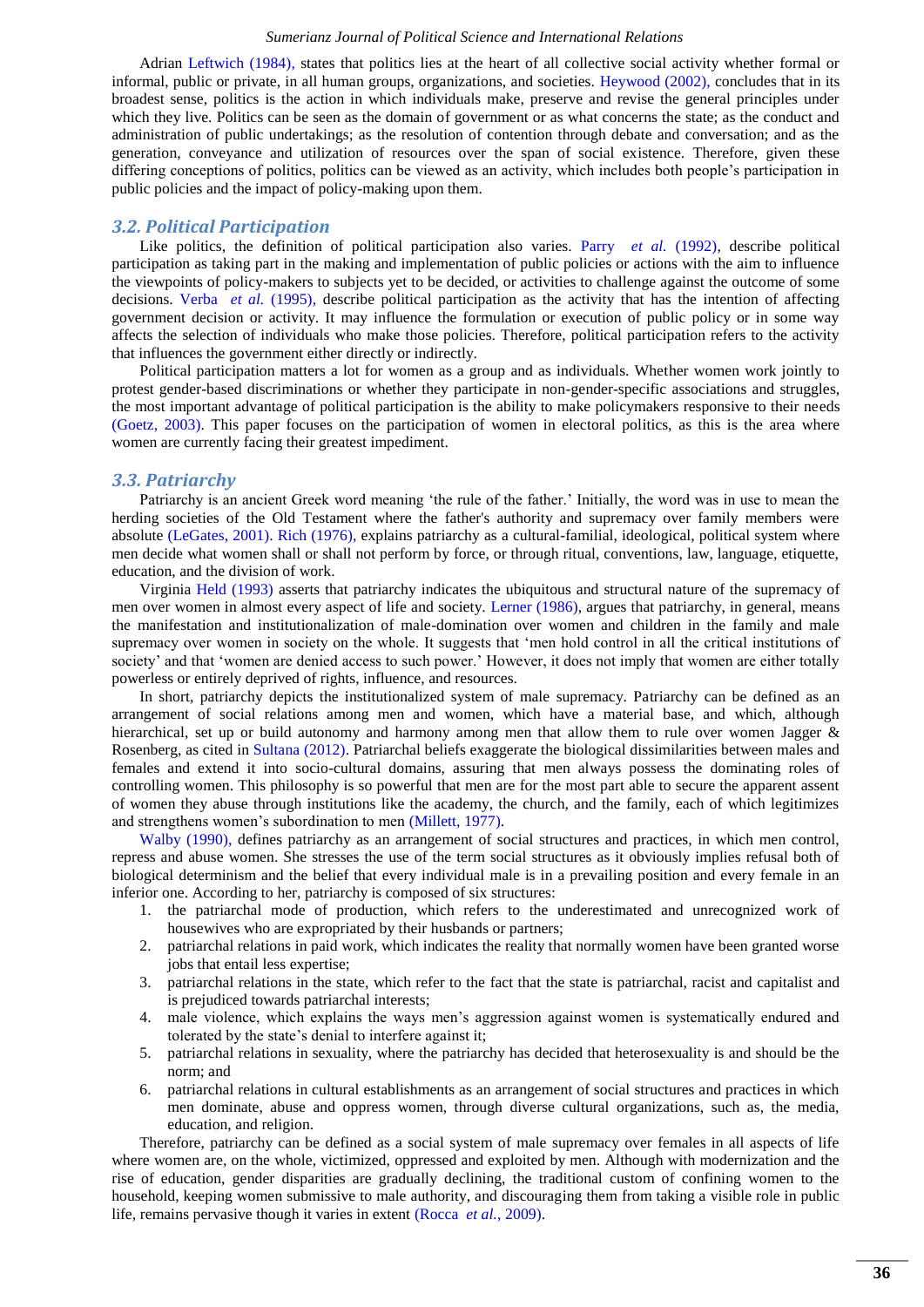Adrian Leftwich (1984), states that politics lies at the heart of all collective social activity whether formal or informal, public or private, in all human groups, organizations, and societies. Heywood (2002), concludes that in its broadest sense, politics is the action in which individuals make, preserve and revise the general principles under which they live. Politics can be seen as the domain of government or as what concerns the state; as the conduct and administration of public undertakings; as the resolution of contention through debate and conversation; and as the generation, conveyance and utilization of resources over the span of social existence. Therefore, given these differing conceptions of politics, politics can be viewed as an activity, which includes both people's participation in public policies and the impact of policy-making upon them.

### *3.2. Political Participation*

Like politics, the definition of political participation also varies. Parry *et al.* (1992), describe political participation as taking part in the making and implementation of public policies or actions with the aim to influence the viewpoints of policy-makers to subjects yet to be decided, or activities to challenge against the outcome of some decisions. Verba *et al.* (1995), describe political participation as the activity that has the intention of affecting government decision or activity. It may influence the formulation or execution of public policy or in some way affects the selection of individuals who make those policies. Therefore, political participation refers to the activity that influences the government either directly or indirectly.

Political participation matters a lot for women as a group and as individuals. Whether women work jointly to protest gender-based discriminations or whether they participate in non-gender-specific associations and struggles, the most important advantage of political participation is the ability to make policymakers responsive to their needs (Goetz, 2003). This paper focuses on the participation of women in electoral politics, as this is the area where women are currently facing their greatest impediment.

### *3.3. Patriarchy*

Patriarchy is an ancient Greek word meaning 'the rule of the father.' Initially, the word was in use to mean the herding societies of the Old Testament where the father's authority and supremacy over family members were absolute (LeGates, 2001). Rich (1976), explains patriarchy as a cultural-familial, ideological, political system where men decide what women shall or shall not perform by force, or through ritual, conventions, law, language, etiquette, education, and the division of work.

Virginia Held (1993) asserts that patriarchy indicates the ubiquitous and structural nature of the supremacy of men over women in almost every aspect of life and society. Lerner (1986), argues that patriarchy, in general, means the manifestation and institutionalization of male-domination over women and children in the family and male supremacy over women in society on the whole. It suggests that 'men hold control in all the critical institutions of society' and that 'women are denied access to such power.' However, it does not imply that women are either totally powerless or entirely deprived of rights, influence, and resources.

In short, patriarchy depicts the institutionalized system of male supremacy. Patriarchy can be defined as an arrangement of social relations among men and women, which have a material base, and which, although hierarchical, set up or build autonomy and harmony among men that allow them to rule over women Jagger & Rosenberg, as cited in Sultana (2012). Patriarchal beliefs exaggerate the biological dissimilarities between males and females and extend it into socio-cultural domains, assuring that men always possess the dominating roles of controlling women. This philosophy is so powerful that men are for the most part able to secure the apparent assent of women they abuse through institutions like the academy, the church, and the family, each of which legitimizes and strengthens women's subordination to men (Millett, 1977).

Walby (1990), defines patriarchy as an arrangement of social structures and practices, in which men control, repress and abuse women. She stresses the use of the term social structures as it obviously implies refusal both of biological determinism and the belief that every individual male is in a prevailing position and every female in an inferior one. According to her, patriarchy is composed of six structures:

1. the patriarchal mode of production, which refers to the underestimated and unrecognized work of housewives who are expropriated by their husbands or partners;
2. patriarchal relations in paid work, which indicates the reality that normally women have been granted worse jobs that entail less expertise;
3. patriarchal relations in the state, which refer to the fact that the state is patriarchal, racist and capitalist and is prejudiced towards patriarchal interests;
4. male violence, which explains the ways men's aggression against women is systematically endured and tolerated by the state's denial to interfere against it;
5. patriarchal relations in sexuality, where the patriarchy has decided that heterosexuality is and should be the norm; and
6. patriarchal relations in cultural establishments as an arrangement of social structures and practices in which men dominate, abuse and oppress women, through diverse cultural organizations, such as, the media, education, and religion.

Therefore, patriarchy can be defined as a social system of male supremacy over females in all aspects of life where women are, on the whole, victimized, oppressed and exploited by men. Although with modernization and the rise of education, gender disparities are gradually declining, the traditional custom of confining women to the household, keeping women submissive to male authority, and discouraging them from taking a visible role in public life, remains pervasive though it varies in extent (Rocca *et al.*, 2009).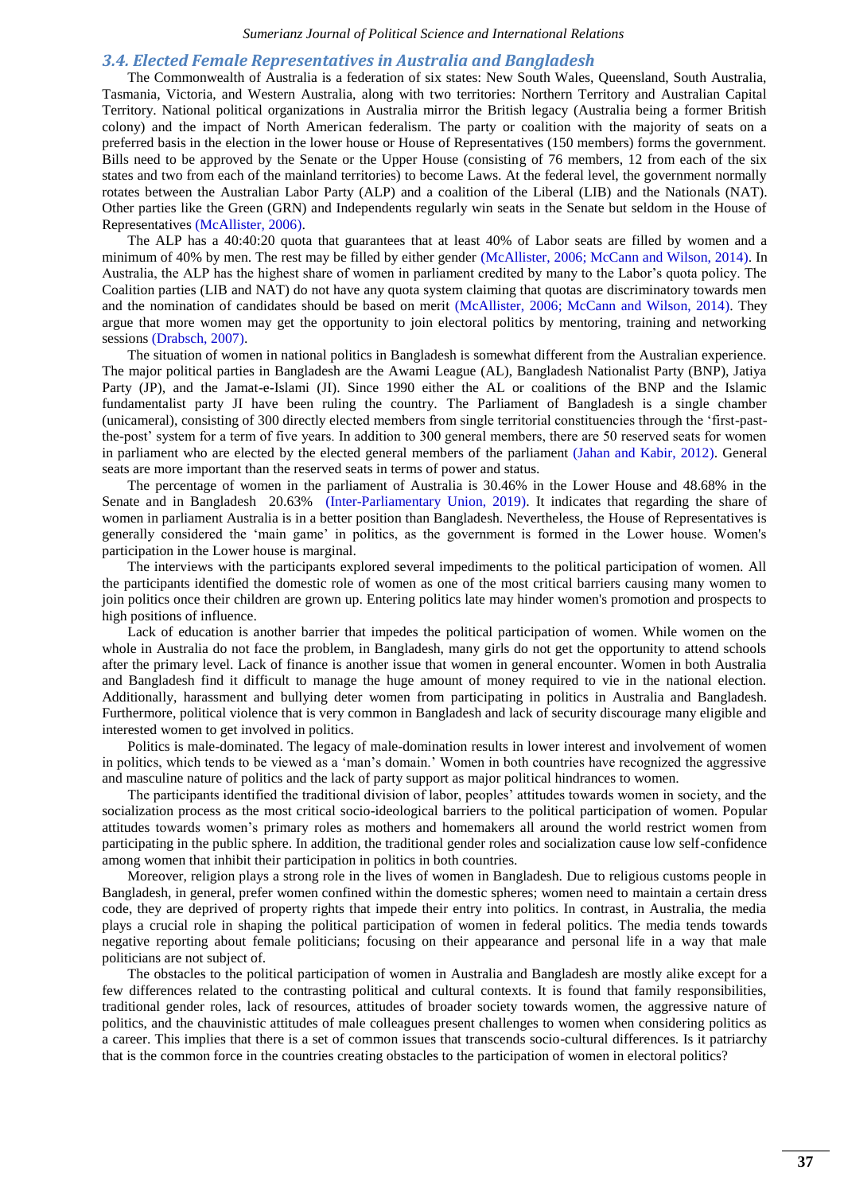### 3.4. Elected Female Representatives in Australia and Bangladesh

The Commonwealth of Australia is a federation of six states: New South Wales, Queensland, South Australia, Tasmania, Victoria, and Western Australia, along with two territories: Northern Territory and Australian Capital Territory. National political organizations in Australia mirror the British legacy (Australia being a former British colony) and the impact of North American federalism. The party or coalition with the majority of seats on a preferred basis in the election in the lower house or House of Representatives (150 members) forms the government. Bills need to be approved by the Senate or the Upper House (consisting of 76 members, 12 from each of the six states and two from each of the mainland territories) to become Laws. At the federal level, the government normally rotates between the Australian Labor Party (ALP) and a coalition of the Liberal (LIB) and the Nationals (NAT). Other parties like the Green (GRN) and Independents regularly win seats in the Senate but seldom in the House of Representatives (McAllister, 2006).

The ALP has a 40:40:20 quota that guarantees that at least 40% of Labor seats are filled by women and a minimum of 40% by men. The rest may be filled by either gender (McAllister, 2006; McCann and Wilson, 2014). In Australia, the ALP has the highest share of women in parliament credited by many to the Labor's quota policy. The Coalition parties (LIB and NAT) do not have any quota system claiming that quotas are discriminatory towards men and the nomination of candidates should be based on merit (McAllister, 2006; McCann and Wilson, 2014). They argue that more women may get the opportunity to join electoral politics by mentoring, training and networking sessions (Drabsch, 2007).

The situation of women in national politics in Bangladesh is somewhat different from the Australian experience. The major political parties in Bangladesh are the Awami League (AL), Bangladesh Nationalist Party (BNP), Jatiya Party (JP), and the Jamat-e-Islami (JI). Since 1990 either the AL or coalitions of the BNP and the Islamic fundamentalist party JI have been ruling the country. The Parliament of Bangladesh is a single chamber (unicameral), consisting of 300 directly elected members from single territorial constituencies through the 'first-past-the-post' system for a term of five years. In addition to 300 general members, there are 50 reserved seats for women in parliament who are elected by the elected general members of the parliament (Jahan and Kabir, 2012). General seats are more important than the reserved seats in terms of power and status.

The percentage of women in the parliament of Australia is 30.46% in the Lower House and 48.68% in the Senate and in Bangladesh 20.63% (Inter-Parliamentary Union, 2019). It indicates that regarding the share of women in parliament Australia is in a better position than Bangladesh. Nevertheless, the House of Representatives is generally considered the 'main game' in politics, as the government is formed in the Lower house. Women's participation in the Lower house is marginal.

The interviews with the participants explored several impediments to the political participation of women. All the participants identified the domestic role of women as one of the most critical barriers causing many women to join politics once their children are grown up. Entering politics late may hinder women's promotion and prospects to high positions of influence.

Lack of education is another barrier that impedes the political participation of women. While women on the whole in Australia do not face the problem, in Bangladesh, many girls do not get the opportunity to attend schools after the primary level. Lack of finance is another issue that women in general encounter. Women in both Australia and Bangladesh find it difficult to manage the huge amount of money required to vie in the national election. Additionally, harassment and bullying deter women from participating in politics in Australia and Bangladesh. Furthermore, political violence that is very common in Bangladesh and lack of security discourage many eligible and interested women to get involved in politics.

Politics is male-dominated. The legacy of male-domination results in lower interest and involvement of women in politics, which tends to be viewed as a 'man's domain.' Women in both countries have recognized the aggressive and masculine nature of politics and the lack of party support as major political hindrances to women.

The participants identified the traditional division of labor, peoples' attitudes towards women in society, and the socialization process as the most critical socio-ideological barriers to the political participation of women. Popular attitudes towards women's primary roles as mothers and homemakers all around the world restrict women from participating in the public sphere. In addition, the traditional gender roles and socialization cause low self-confidence among women that inhibit their participation in politics in both countries.

Moreover, religion plays a strong role in the lives of women in Bangladesh. Due to religious customs people in Bangladesh, in general, prefer women confined within the domestic spheres; women need to maintain a certain dress code, they are deprived of property rights that impede their entry into politics. In contrast, in Australia, the media plays a crucial role in shaping the political participation of women in federal politics. The media tends towards negative reporting about female politicians; focusing on their appearance and personal life in a way that male politicians are not subject of.

The obstacles to the political participation of women in Australia and Bangladesh are mostly alike except for a few differences related to the contrasting political and cultural contexts. It is found that family responsibilities, traditional gender roles, lack of resources, attitudes of broader society towards women, the aggressive nature of politics, and the chauvinistic attitudes of male colleagues present challenges to women when considering politics as a career. This implies that there is a set of common issues that transcends socio-cultural differences. Is it patriarchy that is the common force in the countries creating obstacles to the participation of women in electoral politics?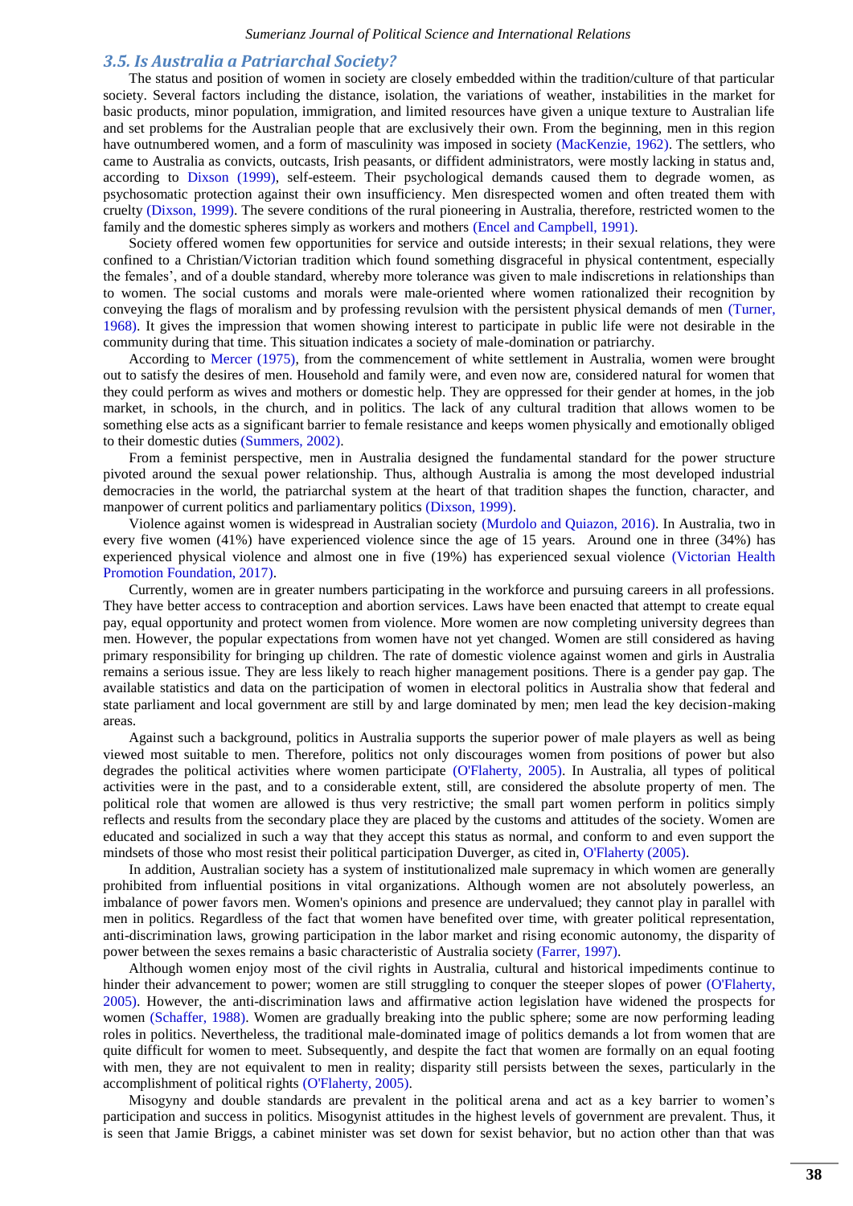### 3.5. Is Australia a Patriarchal Society?

The status and position of women in society are closely embedded within the tradition/culture of that particular society. Several factors including the distance, isolation, the variations of weather, instabilities in the market for basic products, minor population, immigration, and limited resources have given a unique texture to Australian life and set problems for the Australian people that are exclusively their own. From the beginning, men in this region have outnumbered women, and a form of masculinity was imposed in society (MacKenzie, 1962). The settlers, who came to Australia as convicts, outcasts, Irish peasants, or diffident administrators, were mostly lacking in status and, according to Dixson (1999), self-esteem. Their psychological demands caused them to degrade women, as psychosomatic protection against their own insufficiency. Men disrespected women and often treated them with cruelty (Dixson, 1999). The severe conditions of the rural pioneering in Australia, therefore, restricted women to the family and the domestic spheres simply as workers and mothers (Encel and Campbell, 1991).

Society offered women few opportunities for service and outside interests; in their sexual relations, they were confined to a Christian/Victorian tradition which found something disgraceful in physical contentment, especially the females', and of a double standard, whereby more tolerance was given to male indiscretions in relationships than to women. The social customs and morals were male-oriented where women rationalized their recognition by conveying the flags of moralism and by professing revulsion with the persistent physical demands of men (Turner, 1968). It gives the impression that women showing interest to participate in public life were not desirable in the community during that time. This situation indicates a society of male-domination or patriarchy.

According to Mercer (1975), from the commencement of white settlement in Australia, women were brought out to satisfy the desires of men. Household and family were, and even now are, considered natural for women that they could perform as wives and mothers or domestic help. They are oppressed for their gender at homes, in the job market, in schools, in the church, and in politics. The lack of any cultural tradition that allows women to be something else acts as a significant barrier to female resistance and keeps women physically and emotionally obliged to their domestic duties (Summers, 2002).

From a feminist perspective, men in Australia designed the fundamental standard for the power structure pivoted around the sexual power relationship. Thus, although Australia is among the most developed industrial democracies in the world, the patriarchal system at the heart of that tradition shapes the function, character, and manpower of current politics and parliamentary politics (Dixson, 1999).

Violence against women is widespread in Australian society (Murdolo and Quiazon, 2016). In Australia, two in every five women (41%) have experienced violence since the age of 15 years. Around one in three (34%) has experienced physical violence and almost one in five (19%) has experienced sexual violence (Victorian Health Promotion Foundation, 2017).

Currently, women are in greater numbers participating in the workforce and pursuing careers in all professions. They have better access to contraception and abortion services. Laws have been enacted that attempt to create equal pay, equal opportunity and protect women from violence. More women are now completing university degrees than men. However, the popular expectations from women have not yet changed. Women are still considered as having primary responsibility for bringing up children. The rate of domestic violence against women and girls in Australia remains a serious issue. They are less likely to reach higher management positions. There is a gender pay gap. The available statistics and data on the participation of women in electoral politics in Australia show that federal and state parliament and local government are still by and large dominated by men; men lead the key decision-making areas.

Against such a background, politics in Australia supports the superior power of male players as well as being viewed most suitable to men. Therefore, politics not only discourages women from positions of power but also degrades the political activities where women participate (O'Flaherty, 2005). In Australia, all types of political activities were in the past, and to a considerable extent, still, are considered the absolute property of men. The political role that women are allowed is thus very restrictive; the small part women perform in politics simply reflects and results from the secondary place they are placed by the customs and attitudes of the society. Women are educated and socialized in such a way that they accept this status as normal, and conform to and even support the mindsets of those who most resist their political participation Duverger, as cited in, O'Flaherty (2005).

In addition, Australian society has a system of institutionalized male supremacy in which women are generally prohibited from influential positions in vital organizations. Although women are not absolutely powerless, an imbalance of power favors men. Women's opinions and presence are undervalued; they cannot play in parallel with men in politics. Regardless of the fact that women have benefited over time, with greater political representation, anti-discrimination laws, growing participation in the labor market and rising economic autonomy, the disparity of power between the sexes remains a basic characteristic of Australia society (Farrer, 1997).

Although women enjoy most of the civil rights in Australia, cultural and historical impediments continue to hinder their advancement to power; women are still struggling to conquer the steeper slopes of power (O'Flaherty, 2005). However, the anti-discrimination laws and affirmative action legislation have widened the prospects for women (Schaffer, 1988). Women are gradually breaking into the public sphere; some are now performing leading roles in politics. Nevertheless, the traditional male-dominated image of politics demands a lot from women that are quite difficult for women to meet. Subsequently, and despite the fact that women are formally on an equal footing with men, they are not equivalent to men in reality; disparity still persists between the sexes, particularly in the accomplishment of political rights (O'Flaherty, 2005).

Misogyny and double standards are prevalent in the political arena and act as a key barrier to women's participation and success in politics. Misogynist attitudes in the highest levels of government are prevalent. Thus, it is seen that Jamie Briggs, a cabinet minister was set down for sexist behavior, but no action other than that was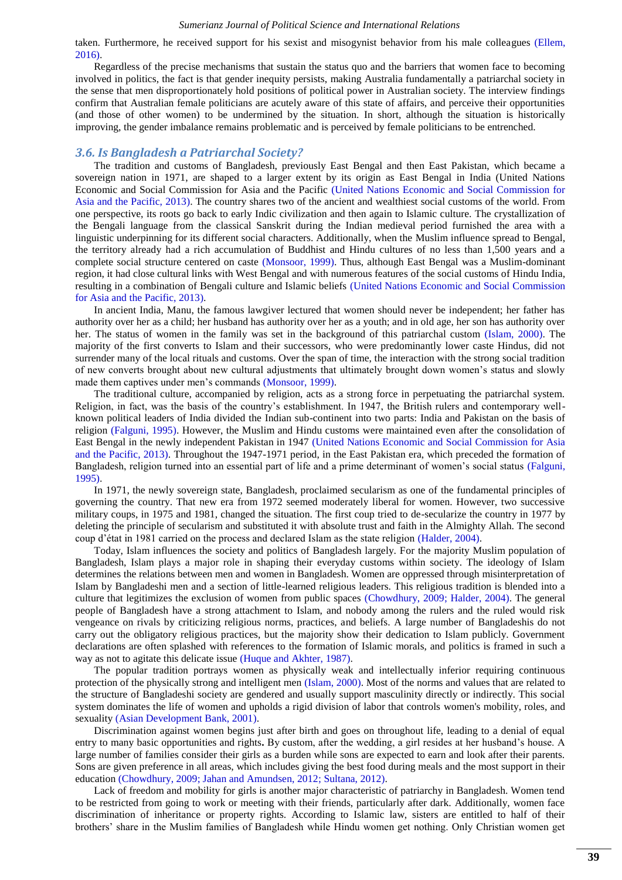taken. Furthermore, he received support for his sexist and misogynist behavior from his male colleagues (Ellem, 2016).

Regardless of the precise mechanisms that sustain the status quo and the barriers that women face to becoming involved in politics, the fact is that gender inequity persists, making Australia fundamentally a patriarchal society in the sense that men disproportionately hold positions of political power in Australian society. The interview findings confirm that Australian female politicians are acutely aware of this state of affairs, and perceive their opportunities (and those of other women) to be undermined by the situation. In short, although the situation is historically improving, the gender imbalance remains problematic and is perceived by female politicians to be entrenched.

### *3.6. Is Bangladesh a Patriarchal Society?*

The tradition and customs of Bangladesh, previously East Bengal and then East Pakistan, which became a sovereign nation in 1971, are shaped to a larger extent by its origin as East Bengal in India (United Nations Economic and Social Commission for Asia and the Pacific (United Nations Economic and Social Commission for Asia and the Pacific, 2013). The country shares two of the ancient and wealthiest social customs of the world. From one perspective, its roots go back to early Indic civilization and then again to Islamic culture. The crystallization of the Bengali language from the classical Sanskrit during the Indian medieval period furnished the area with a linguistic underpinning for its different social characters. Additionally, when the Muslim influence spread to Bengal, the territory already had a rich accumulation of Buddhist and Hindu cultures of no less than 1,500 years and a complete social structure centered on caste (Monsoor, 1999). Thus, although East Bengal was a Muslim-dominant region, it had close cultural links with West Bengal and with numerous features of the social customs of Hindu India, resulting in a combination of Bengali culture and Islamic beliefs (United Nations Economic and Social Commission for Asia and the Pacific, 2013).

In ancient India, Manu, the famous lawgiver lectured that women should never be independent; her father has authority over her as a child; her husband has authority over her as a youth; and in old age, her son has authority over her. The status of women in the family was set in the background of this patriarchal custom (Islam, 2000). The majority of the first converts to Islam and their successors, who were predominantly lower caste Hindus, did not surrender many of the local rituals and customs. Over the span of time, the interaction with the strong social tradition of new converts brought about new cultural adjustments that ultimately brought down women's status and slowly made them captives under men's commands (Monsoor, 1999).

The traditional culture, accompanied by religion, acts as a strong force in perpetuating the patriarchal system. Religion, in fact, was the basis of the country's establishment. In 1947, the British rulers and contemporary well-known political leaders of India divided the Indian sub-continent into two parts: India and Pakistan on the basis of religion (Falguni, 1995). However, the Muslim and Hindu customs were maintained even after the consolidation of East Bengal in the newly independent Pakistan in 1947 (United Nations Economic and Social Commission for Asia and the Pacific, 2013). Throughout the 1947-1971 period, in the East Pakistan era, which preceded the formation of Bangladesh, religion turned into an essential part of life and a prime determinant of women's social status (Falguni, 1995).

In 1971, the newly sovereign state, Bangladesh, proclaimed secularism as one of the fundamental principles of governing the country. That new era from 1972 seemed moderately liberal for women. However, two successive military coups, in 1975 and 1981, changed the situation. The first coup tried to de-secularize the country in 1977 by deleting the principle of secularism and substituted it with absolute trust and faith in the Almighty Allah. The second coup d'état in 1981 carried on the process and declared Islam as the state religion (Halder, 2004).

Today, Islam influences the society and politics of Bangladesh largely. For the majority Muslim population of Bangladesh, Islam plays a major role in shaping their everyday customs within society. The ideology of Islam determines the relations between men and women in Bangladesh. Women are oppressed through misinterpretation of Islam by Bangladeshi men and a section of little-learned religious leaders. This religious tradition is blended into a culture that legitimizes the exclusion of women from public spaces (Chowdhury, 2009; Halder, 2004). The general people of Bangladesh have a strong attachment to Islam, and nobody among the rulers and the ruled would risk vengeance on rivals by criticizing religious norms, practices, and beliefs. A large number of Bangladeshis do not carry out the obligatory religious practices, but the majority show their dedication to Islam publicly. Government declarations are often splashed with references to the formation of Islamic morals, and politics is framed in such a way as not to agitate this delicate issue (Huque and Akhter, 1987).

The popular tradition portrays women as physically weak and intellectually inferior requiring continuous protection of the physically strong and intelligent men (Islam, 2000). Most of the norms and values that are related to the structure of Bangladeshi society are gendered and usually support masculinity directly or indirectly. This social system dominates the life of women and upholds a rigid division of labor that controls women's mobility, roles, and sexuality (Asian Development Bank, 2001).

Discrimination against women begins just after birth and goes on throughout life, leading to a denial of equal entry to many basic opportunities and rights**.** By custom, after the wedding, a girl resides at her husband's house. A large number of families consider their girls as a burden while sons are expected to earn and look after their parents. Sons are given preference in all areas, which includes giving the best food during meals and the most support in their education (Chowdhury, 2009; Jahan and Amundsen, 2012; Sultana, 2012).

Lack of freedom and mobility for girls is another major characteristic of patriarchy in Bangladesh. Women tend to be restricted from going to work or meeting with their friends, particularly after dark. Additionally, women face discrimination of inheritance or property rights. According to Islamic law, sisters are entitled to half of their brothers' share in the Muslim families of Bangladesh while Hindu women get nothing. Only Christian women get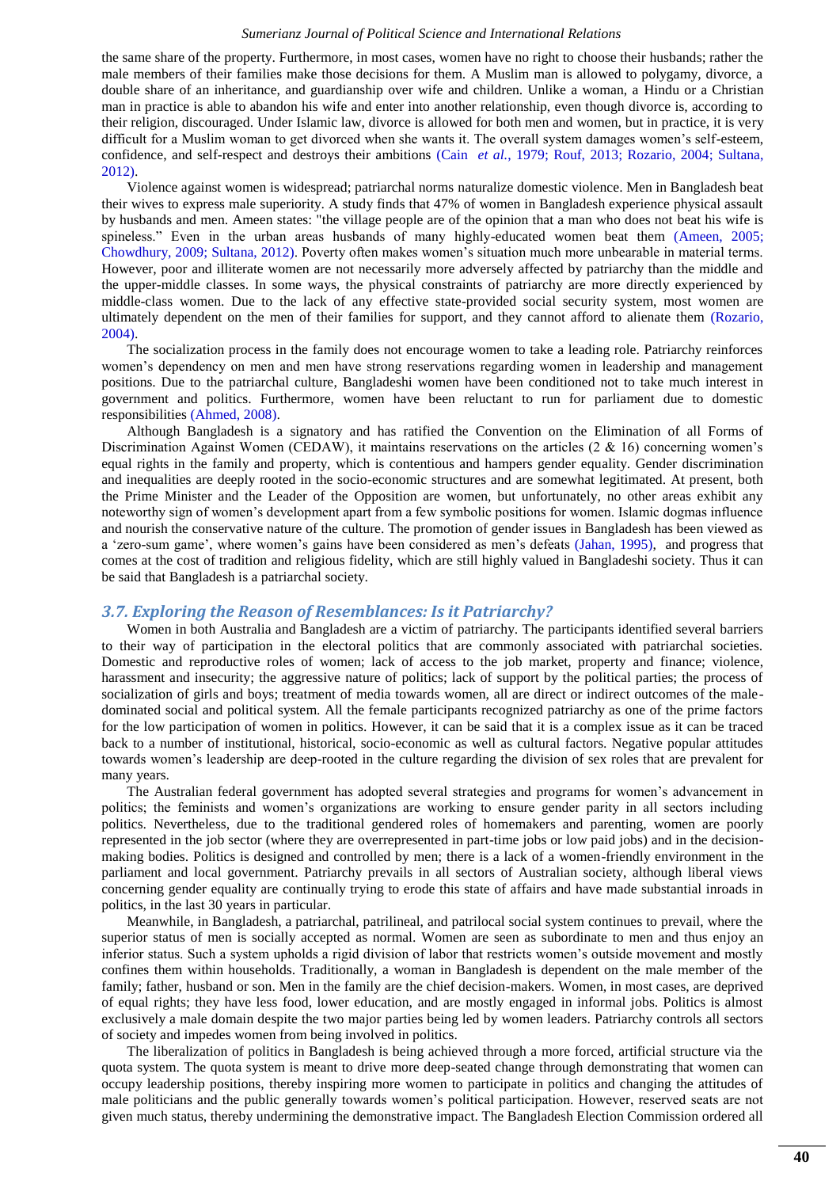the same share of the property. Furthermore, in most cases, women have no right to choose their husbands; rather the male members of their families make those decisions for them. A Muslim man is allowed to polygamy, divorce, a double share of an inheritance, and guardianship over wife and children. Unlike a woman, a Hindu or a Christian man in practice is able to abandon his wife and enter into another relationship, even though divorce is, according to their religion, discouraged. Under Islamic law, divorce is allowed for both men and women, but in practice, it is very difficult for a Muslim woman to get divorced when she wants it. The overall system damages women's self-esteem, confidence, and self-respect and destroys their ambitions (Cain *et al.*, 1979; Rouf, 2013; Rozario, 2004; Sultana, 2012).

Violence against women is widespread; patriarchal norms naturalize domestic violence. Men in Bangladesh beat their wives to express male superiority. A study finds that 47% of women in Bangladesh experience physical assault by husbands and men. Ameen states: "the village people are of the opinion that a man who does not beat his wife is spineless." Even in the urban areas husbands of many highly-educated women beat them (Ameen, 2005; Chowdhury, 2009; Sultana, 2012). Poverty often makes women's situation much more unbearable in material terms. However, poor and illiterate women are not necessarily more adversely affected by patriarchy than the middle and the upper-middle classes. In some ways, the physical constraints of patriarchy are more directly experienced by middle-class women. Due to the lack of any effective state-provided social security system, most women are ultimately dependent on the men of their families for support, and they cannot afford to alienate them (Rozario, 2004).

The socialization process in the family does not encourage women to take a leading role. Patriarchy reinforces women's dependency on men and men have strong reservations regarding women in leadership and management positions. Due to the patriarchal culture, Bangladeshi women have been conditioned not to take much interest in government and politics. Furthermore, women have been reluctant to run for parliament due to domestic responsibilities (Ahmed, 2008).

Although Bangladesh is a signatory and has ratified the Convention on the Elimination of all Forms of Discrimination Against Women (CEDAW), it maintains reservations on the articles (2 & 16) concerning women's equal rights in the family and property, which is contentious and hampers gender equality. Gender discrimination and inequalities are deeply rooted in the socio-economic structures and are somewhat legitimated. At present, both the Prime Minister and the Leader of the Opposition are women, but unfortunately, no other areas exhibit any noteworthy sign of women's development apart from a few symbolic positions for women. Islamic dogmas influence and nourish the conservative nature of the culture. The promotion of gender issues in Bangladesh has been viewed as a 'zero-sum game', where women's gains have been considered as men's defeats (Jahan, 1995), and progress that comes at the cost of tradition and religious fidelity, which are still highly valued in Bangladeshi society. Thus it can be said that Bangladesh is a patriarchal society.

### 3.7. Exploring the Reason of Resemblances: Is it Patriarchy?

Women in both Australia and Bangladesh are a victim of patriarchy. The participants identified several barriers to their way of participation in the electoral politics that are commonly associated with patriarchal societies. Domestic and reproductive roles of women; lack of access to the job market, property and finance; violence, harassment and insecurity; the aggressive nature of politics; lack of support by the political parties; the process of socialization of girls and boys; treatment of media towards women, all are direct or indirect outcomes of the male-dominated social and political system. All the female participants recognized patriarchy as one of the prime factors for the low participation of women in politics. However, it can be said that it is a complex issue as it can be traced back to a number of institutional, historical, socio-economic as well as cultural factors. Negative popular attitudes towards women's leadership are deep-rooted in the culture regarding the division of sex roles that are prevalent for many years.

The Australian federal government has adopted several strategies and programs for women's advancement in politics; the feminists and women's organizations are working to ensure gender parity in all sectors including politics. Nevertheless, due to the traditional gendered roles of homemakers and parenting, women are poorly represented in the job sector (where they are overrepresented in part-time jobs or low paid jobs) and in the decision-making bodies. Politics is designed and controlled by men; there is a lack of a women-friendly environment in the parliament and local government. Patriarchy prevails in all sectors of Australian society, although liberal views concerning gender equality are continually trying to erode this state of affairs and have made substantial inroads in politics, in the last 30 years in particular.

Meanwhile, in Bangladesh, a patriarchal, patrilineal, and patrilocal social system continues to prevail, where the superior status of men is socially accepted as normal. Women are seen as subordinate to men and thus enjoy an inferior status. Such a system upholds a rigid division of labor that restricts women's outside movement and mostly confines them within households. Traditionally, a woman in Bangladesh is dependent on the male member of the family; father, husband or son. Men in the family are the chief decision-makers. Women, in most cases, are deprived of equal rights; they have less food, lower education, and are mostly engaged in informal jobs. Politics is almost exclusively a male domain despite the two major parties being led by women leaders. Patriarchy controls all sectors of society and impedes women from being involved in politics.

The liberalization of politics in Bangladesh is being achieved through a more forced, artificial structure via the quota system. The quota system is meant to drive more deep-seated change through demonstrating that women can occupy leadership positions, thereby inspiring more women to participate in politics and changing the attitudes of male politicians and the public generally towards women's political participation. However, reserved seats are not given much status, thereby undermining the demonstrative impact. The Bangladesh Election Commission ordered all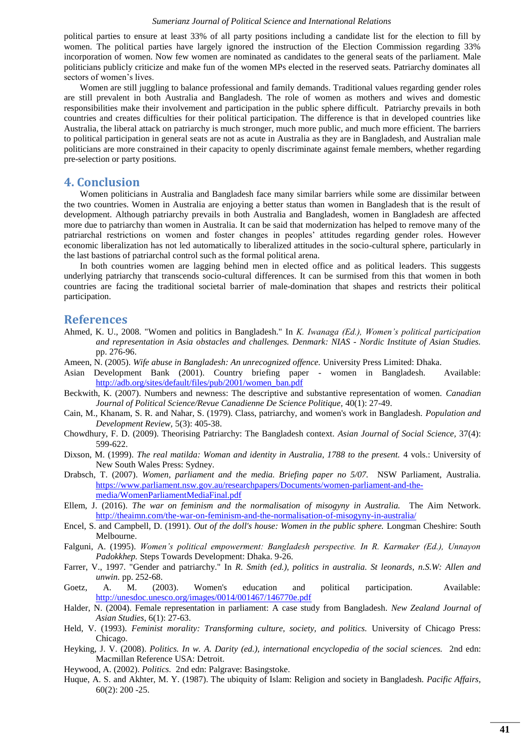political parties to ensure at least 33% of all party positions including a candidate list for the election to fill by women. The political parties have largely ignored the instruction of the Election Commission regarding 33% incorporation of women. Now few women are nominated as candidates to the general seats of the parliament. Male politicians publicly criticize and make fun of the women MPs elected in the reserved seats. Patriarchy dominates all sectors of women's lives.

Women are still juggling to balance professional and family demands. Traditional values regarding gender roles are still prevalent in both Australia and Bangladesh. The role of women as mothers and wives and domestic responsibilities make their involvement and participation in the public sphere difficult. Patriarchy prevails in both countries and creates difficulties for their political participation. The difference is that in developed countries like Australia, the liberal attack on patriarchy is much stronger, much more public, and much more efficient. The barriers to political participation in general seats are not as acute in Australia as they are in Bangladesh, and Australian male politicians are more constrained in their capacity to openly discriminate against female members, whether regarding pre-selection or party positions.

## 4. Conclusion

Women politicians in Australia and Bangladesh face many similar barriers while some are dissimilar between the two countries. Women in Australia are enjoying a better status than women in Bangladesh that is the result of development. Although patriarchy prevails in both Australia and Bangladesh, women in Bangladesh are affected more due to patriarchy than women in Australia. It can be said that modernization has helped to remove many of the patriarchal restrictions on women and foster changes in peoples' attitudes regarding gender roles. However economic liberalization has not led automatically to liberalized attitudes in the socio-cultural sphere, particularly in the last bastions of patriarchal control such as the formal political arena.

In both countries women are lagging behind men in elected office and as political leaders. This suggests underlying patriarchy that transcends socio-cultural differences. It can be surmised from this that women in both countries are facing the traditional societal barrier of male-domination that shapes and restricts their political participation.

## References

Ahmed, K. U., 2008. "Women and politics in Bangladesh." In *K. Iwanaga (Ed.), Women's political participation and representation in Asia obstacles and challenges. Denmark: NIAS - Nordic Institute of Asian Studies.* pp. 276-96.

Ameen, N. (2005). *Wife abuse in Bangladesh: An unrecognized offence.* University Press Limited: Dhaka.

Asian Development Bank (2001). Country briefing paper - women in Bangladesh. Available: http://adb.org/sites/default/files/pub/2001/women_ban.pdf

Beckwith, K. (2007). Numbers and newness: The descriptive and substantive representation of women. *Canadian Journal of Political Science/Revue Canadienne De Science Politique,* 40(1): 27-49.

Cain, M., Khanam, S. R. and Nahar, S. (1979). Class, patriarchy, and women's work in Bangladesh. *Population and Development Review,* 5(3): 405-38.

Chowdhury, F. D. (2009). Theorising Patriarchy: The Bangladesh context. *Asian Journal of Social Science,* 37(4): 599-622.

Dixson, M. (1999). *The real matilda: Woman and identity in Australia, 1788 to the present.* 4 vols.: University of New South Wales Press: Sydney.

Drabsch, T. (2007). *Women, parliament and the media. Briefing paper no 5/07.* NSW Parliament, Australia. https://www.parliament.nsw.gov.au/researchpapers/Documents/women-parliament-and-the-media/WomenParliamentMediaFinal.pdf

Ellem, J. (2016). *The war on feminism and the normalisation of misogyny in Australia.* The Aim Network. http://theaimn.com/the-war-on-feminism-and-the-normalisation-of-misogyny-in-australia/

Encel, S. and Campbell, D. (1991). *Out of the doll's house: Women in the public sphere.* Longman Cheshire: South Melbourne.

Falguni, A. (1995). *Women's political empowerment: Bangladesh perspective. In R. Karmaker (Ed.), Unnayon Padokkhep.* Steps Towards Development: Dhaka. 9-26.

Farrer, V., 1997. "Gender and patriarchy." In *R. Smith (ed.), politics in australia. St leonards, n.S.W: Allen and unwin.* pp. 252-68.

Goetz, A. M. (2003). Women's education and political participation. Available: http://unesdoc.unesco.org/images/0014/001467/146770e.pdf

Halder, N. (2004). Female representation in parliament: A case study from Bangladesh. *New Zealand Journal of Asian Studies,* 6(1): 27-63.

Held, V. (1993). *Feminist morality: Transforming culture, society, and politics.* University of Chicago Press: Chicago.

Heyking, J. V. (2008). *Politics. In w. A. Darity (ed.), international encyclopedia of the social sciences.* 2nd edn: Macmillan Reference USA: Detroit.

Heywood, A. (2002). *Politics.* 2nd edn: Palgrave: Basingstoke.

Huque, A. S. and Akhter, M. Y. (1987). The ubiquity of Islam: Religion and society in Bangladesh. *Pacific Affairs,* 60(2): 200 -25.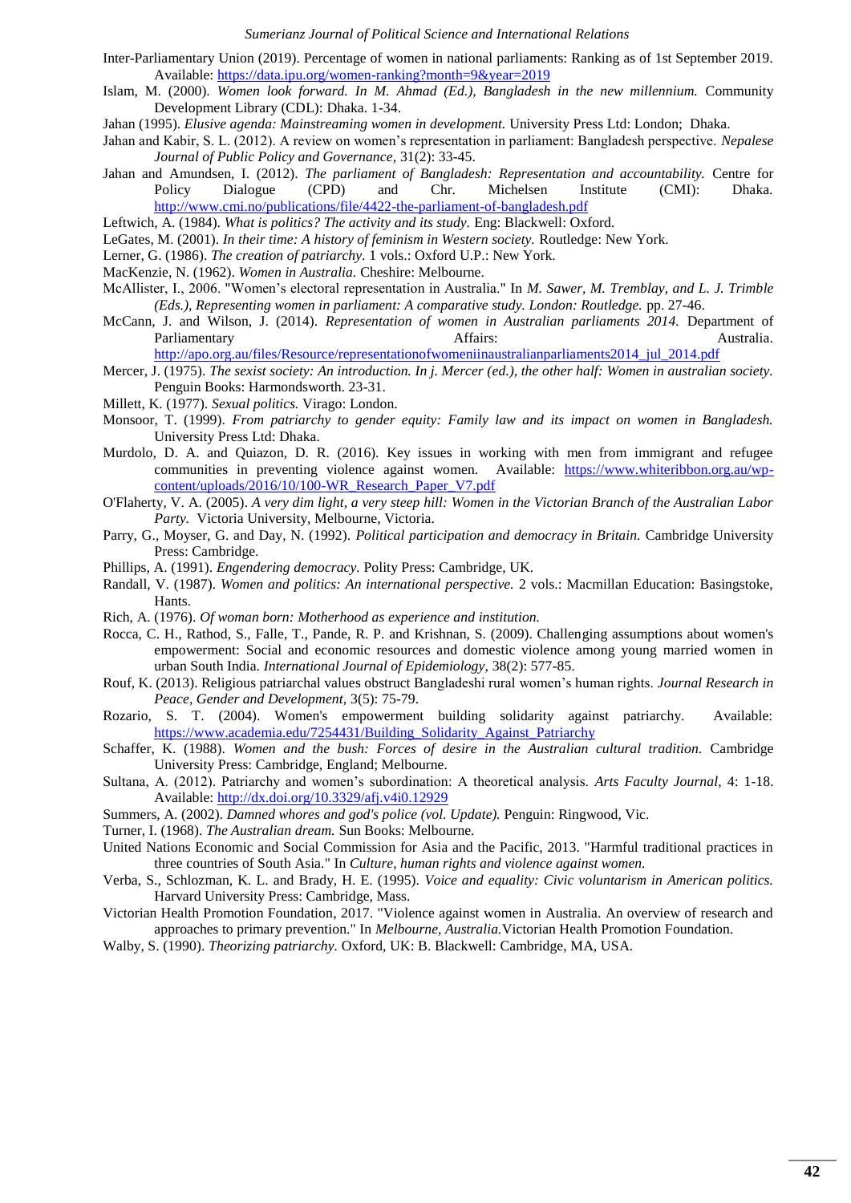Inter-Parliamentary Union (2019). Percentage of women in national parliaments: Ranking as of 1st September 2019. Available: https://data.ipu.org/women-ranking?month=9&year=2019

Islam, M. (2000). *Women look forward. In M. Ahmad (Ed.), Bangladesh in the new millennium.* Community Development Library (CDL): Dhaka. 1-34.

Jahan (1995). *Elusive agenda: Mainstreaming women in development.* University Press Ltd: London; Dhaka.

Jahan and Kabir, S. L. (2012). A review on women's representation in parliament: Bangladesh perspective. *Nepalese Journal of Public Policy and Governance,* 31(2): 33-45.

Jahan and Amundsen, I. (2012). *The parliament of Bangladesh: Representation and accountability.* Centre for Policy Dialogue (CPD) and Chr. Michelsen Institute (CMI): Dhaka. http://www.cmi.no/publications/file/4422-the-parliament-of-bangladesh.pdf

Leftwich, A. (1984). *What is politics? The activity and its study.* Eng: Blackwell: Oxford.

LeGates, M. (2001). *In their time: A history of feminism in Western society.* Routledge: New York.

Lerner, G. (1986). *The creation of patriarchy.* 1 vols.: Oxford U.P.: New York.

MacKenzie, N. (1962). *Women in Australia.* Cheshire: Melbourne.

McAllister, I., 2006. "Women's electoral representation in Australia." In *M. Sawer, M. Tremblay, and L. J. Trimble (Eds.), Representing women in parliament: A comparative study. London: Routledge.* pp. 27-46.

McCann, J. and Wilson, J. (2014). *Representation of women in Australian parliaments 2014.* Department of Parliamentary Affairs: Australia. http://apo.org.au/files/Resource/representationofwomeniinaustralianparliaments2014_jul_2014.pdf

Mercer, J. (1975). *The sexist society: An introduction. In j. Mercer (ed.), the other half: Women in australian society.* Penguin Books: Harmondsworth. 23-31.

Millett, K. (1977). *Sexual politics.* Virago: London.

Monsoor, T. (1999). *From patriarchy to gender equity: Family law and its impact on women in Bangladesh.* University Press Ltd: Dhaka.

Murdolo, D. A. and Quiazon, D. R. (2016). Key issues in working with men from immigrant and refugee communities in preventing violence against women. Available: https://www.whiteribbon.org.au/wp-content/uploads/2016/10/100-WR_Research_Paper_V7.pdf

O'Flaherty, V. A. (2005). *A very dim light, a very steep hill: Women in the Victorian Branch of the Australian Labor Party.* Victoria University, Melbourne, Victoria.

Parry, G., Moyser, G. and Day, N. (1992). *Political participation and democracy in Britain.* Cambridge University Press: Cambridge.

Phillips, A. (1991). *Engendering democracy.* Polity Press: Cambridge, UK.

Randall, V. (1987). *Women and politics: An international perspective.* 2 vols.: Macmillan Education: Basingstoke, Hants.

Rich, A. (1976). *Of woman born: Motherhood as experience and institution.*

Rocca, C. H., Rathod, S., Falle, T., Pande, R. P. and Krishnan, S. (2009). Challenging assumptions about women's empowerment: Social and economic resources and domestic violence among young married women in urban South India. *International Journal of Epidemiology,* 38(2): 577-85.

Rouf, K. (2013). Religious patriarchal values obstruct Bangladeshi rural women's human rights. *Journal Research in Peace, Gender and Development,* 3(5): 75-79.

Rozario, S. T. (2004). Women's empowerment building solidarity against patriarchy. Available: https://www.academia.edu/7254431/Building_Solidarity_Against_Patriarchy

Schaffer, K. (1988). *Women and the bush: Forces of desire in the Australian cultural tradition.* Cambridge University Press: Cambridge, England; Melbourne.

Sultana, A. (2012). Patriarchy and women's subordination: A theoretical analysis. *Arts Faculty Journal,* 4: 1-18. Available: http://dx.doi.org/10.3329/afj.v4i0.12929

Summers, A. (2002). *Damned whores and god's police (vol. Update).* Penguin: Ringwood, Vic.

Turner, I. (1968). *The Australian dream.* Sun Books: Melbourne.

United Nations Economic and Social Commission for Asia and the Pacific, 2013. "Harmful traditional practices in three countries of South Asia." In *Culture, human rights and violence against women.*

Verba, S., Schlozman, K. L. and Brady, H. E. (1995). *Voice and equality: Civic voluntarism in American politics.* Harvard University Press: Cambridge, Mass.

Victorian Health Promotion Foundation, 2017. "Violence against women in Australia. An overview of research and approaches to primary prevention." In *Melbourne, Australia.*Victorian Health Promotion Foundation.

Walby, S. (1990). *Theorizing patriarchy.* Oxford, UK: B. Blackwell: Cambridge, MA, USA.